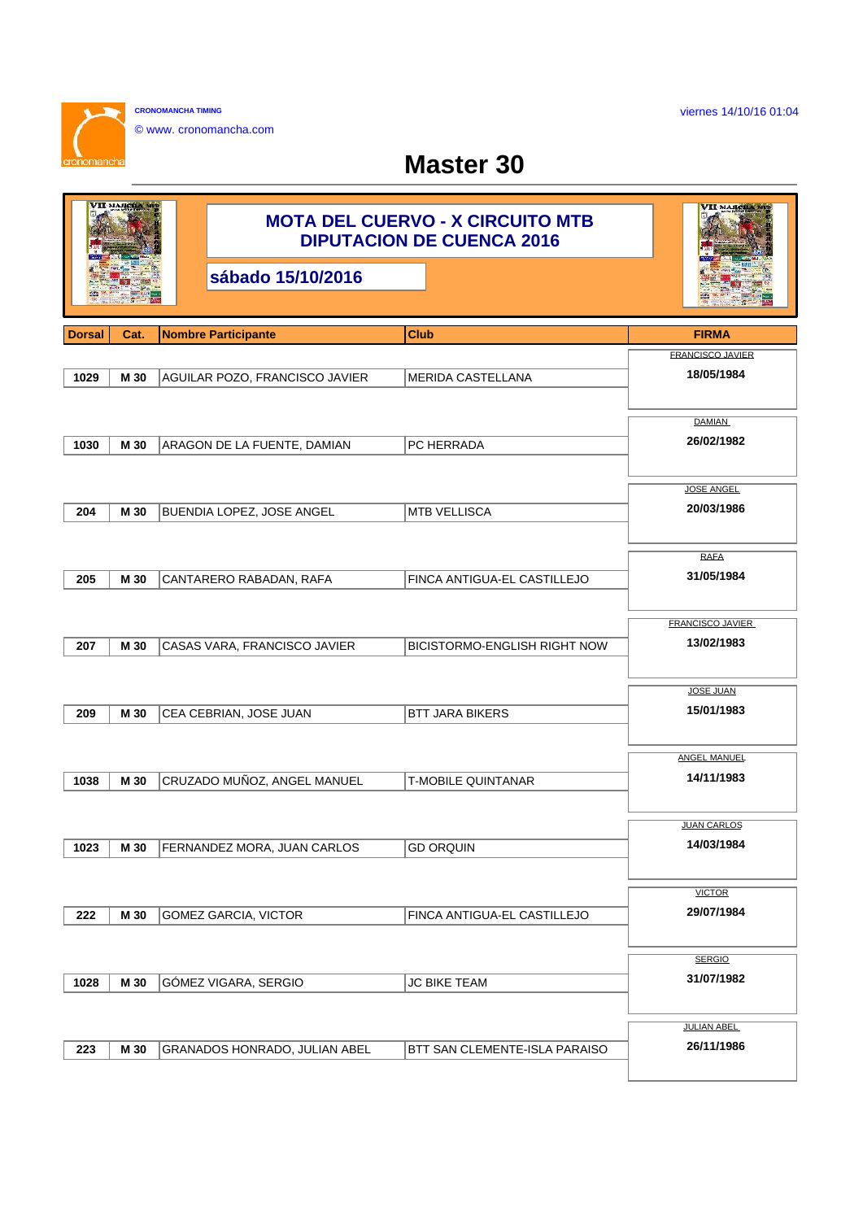CRONOMANCHA TIMING

© www. cronomancha.com

viernes 14/10/16 01:04

# Master 30

## MOTA DEL CUERVO - X CIRCUITO MTB DIPUTACION DE CUENCA 2016

**sábado 15/10/2016**

| Dorsal | Cat. | Nombre Participante | Club | FIRMA |
|---|---|---|---|---|
| 1029 | M 30 | AGUILAR POZO, FRANCISCO JAVIER | MERIDA CASTELLANA | FRANCISCO JAVIER 18/05/1984 |
| 1030 | M 30 | ARAGON DE LA FUENTE, DAMIAN | PC HERRADA | DAMIAN 26/02/1982 |
| 204 | M 30 | BUENDIA LOPEZ, JOSE ANGEL | MTB VELLISCA | JOSE ANGEL 20/03/1986 |
| 205 | M 30 | CANTARERO RABADAN, RAFA | FINCA ANTIGUA-EL CASTILLEJO | RAFA 31/05/1984 |
| 207 | M 30 | CASAS VARA, FRANCISCO JAVIER | BICISTORMO-ENGLISH RIGHT NOW | FRANCISCO JAVIER 13/02/1983 |
| 209 | M 30 | CEA CEBRIAN, JOSE JUAN | BTT JARA BIKERS | JOSE JUAN 15/01/1983 |
| 1038 | M 30 | CRUZADO MUÑOZ, ANGEL MANUEL | T-MOBILE QUINTANAR | ANGEL MANUEL 14/11/1983 |
| 1023 | M 30 | FERNANDEZ MORA, JUAN CARLOS | GD ORQUIN | JUAN CARLOS 14/03/1984 |
| 222 | M 30 | GOMEZ GARCIA, VICTOR | FINCA ANTIGUA-EL CASTILLEJO | VICTOR 29/07/1984 |
| 1028 | M 30 | GÓMEZ VIGARA, SERGIO | JC BIKE TEAM | SERGIO 31/07/1982 |
| 223 | M 30 | GRANADOS HONRADO, JULIAN ABEL | BTT SAN CLEMENTE-ISLA PARAISO | JULIAN ABEL 26/11/1986 |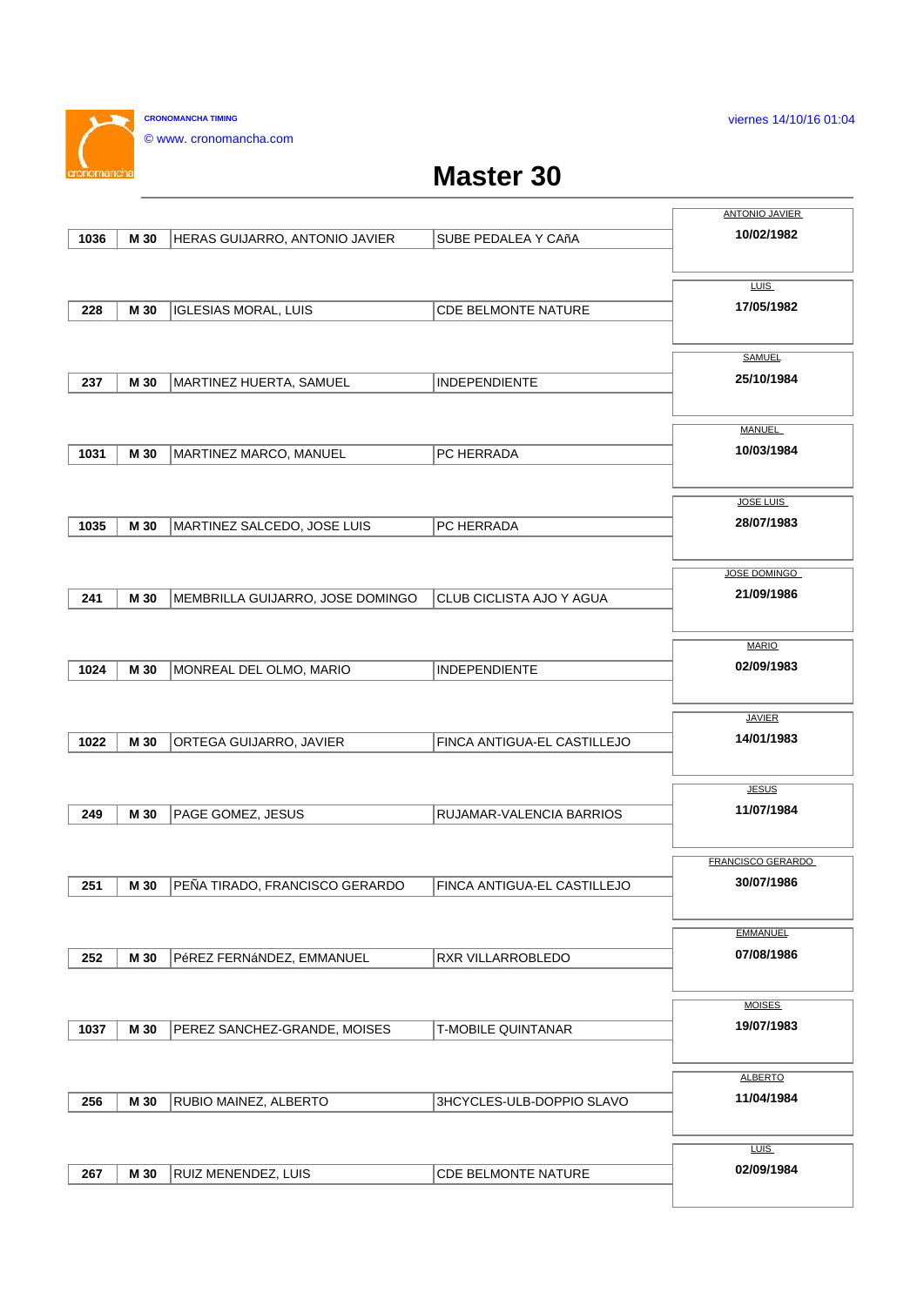CRONOMANCHA TIMING

© www. cronomancha.com

viernes 14/10/16 01:04

# Master 30

| Dorsal | Cat. | Nombre | Club | Fecha |
|---|---|---|---|---|
| 1036 | M 30 | HERAS GUIJARRO, ANTONIO JAVIER | SUBE PEDALEA Y CAñA | ANTONIO JAVIER 10/02/1982 |
| 228 | M 30 | IGLESIAS MORAL, LUIS | CDE BELMONTE NATURE | LUIS 17/05/1982 |
| 237 | M 30 | MARTINEZ HUERTA, SAMUEL | INDEPENDIENTE | SAMUEL 25/10/1984 |
| 1031 | M 30 | MARTINEZ MARCO, MANUEL | PC HERRADA | MANUEL 10/03/1984 |
| 1035 | M 30 | MARTINEZ SALCEDO, JOSE LUIS | PC HERRADA | JOSE LUIS 28/07/1983 |
| 241 | M 30 | MEMBRILLA GUIJARRO, JOSE DOMINGO | CLUB CICLISTA AJO Y AGUA | JOSE DOMINGO 21/09/1986 |
| 1024 | M 30 | MONREAL DEL OLMO, MARIO | INDEPENDIENTE | MARIO 02/09/1983 |
| 1022 | M 30 | ORTEGA GUIJARRO, JAVIER | FINCA ANTIGUA-EL CASTILLEJO | JAVIER 14/01/1983 |
| 249 | M 30 | PAGE GOMEZ, JESUS | RUJAMAR-VALENCIA BARRIOS | JESUS 11/07/1984 |
| 251 | M 30 | PEÑA TIRADO, FRANCISCO GERARDO | FINCA ANTIGUA-EL CASTILLEJO | FRANCISCO GERARDO 30/07/1986 |
| 252 | M 30 | PéREZ FERNáNDEZ, EMMANUEL | RXR VILLARROBLEDO | EMMANUEL 07/08/1986 |
| 1037 | M 30 | PEREZ SANCHEZ-GRANDE, MOISES | T-MOBILE QUINTANAR | MOISES 19/07/1983 |
| 256 | M 30 | RUBIO MAINEZ, ALBERTO | 3HCYCLES-ULB-DOPPIO SLAVO | ALBERTO 11/04/1984 |
| 267 | M 30 | RUIZ MENENDEZ, LUIS | CDE BELMONTE NATURE | LUIS 02/09/1984 |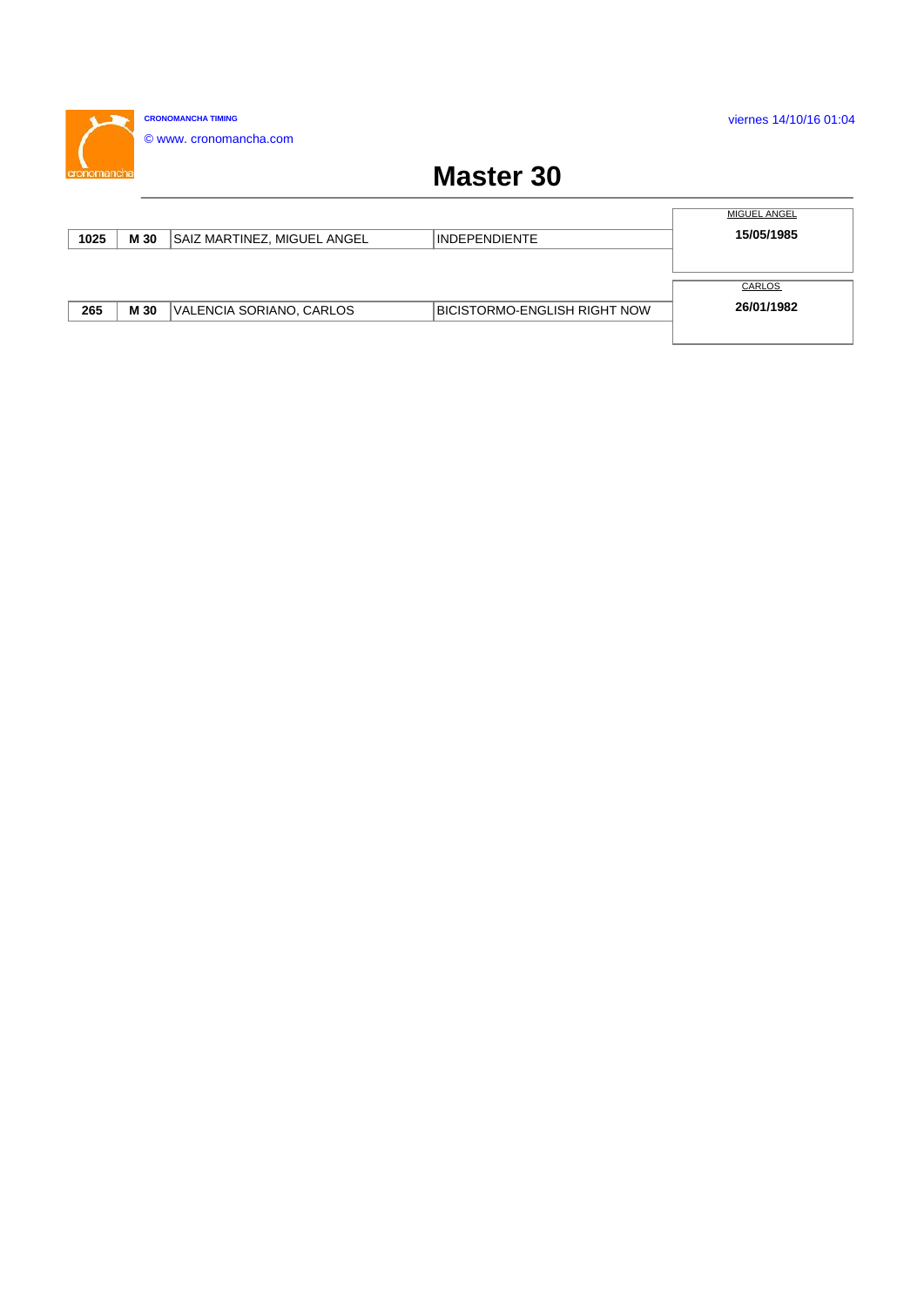# Master 30

| | | | | |
|---|---|---|---|---|
| 1025 | M 30 | SAIZ MARTINEZ, MIGUEL ANGEL | INDEPENDIENTE | MIGUEL ANGEL 15/05/1985 |
| 265 | M 30 | VALENCIA SORIANO, CARLOS | BICISTORMO-ENGLISH RIGHT NOW | CARLOS 26/01/1982 |